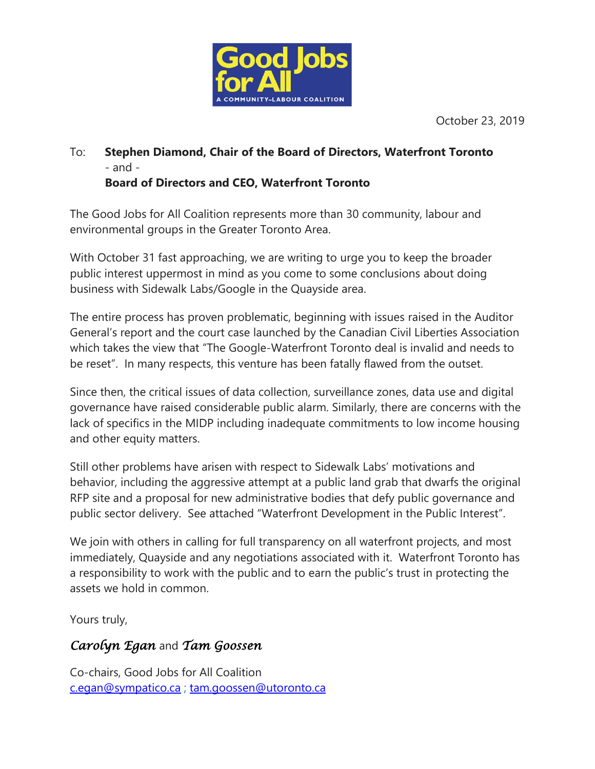Good Jobs for All

A COMMUNITY-LABOUR COALITION

October 23, 2019

To: **Stephen Diamond, Chair of the Board of Directors, Waterfront Toronto**
- and -
**Board of Directors and CEO, Waterfront Toronto**

The Good Jobs for All Coalition represents more than 30 community, labour and environmental groups in the Greater Toronto Area.

With October 31 fast approaching, we are writing to urge you to keep the broader public interest uppermost in mind as you come to some conclusions about doing business with Sidewalk Labs/Google in the Quayside area.

The entire process has proven problematic, beginning with issues raised in the Auditor General's report and the court case launched by the Canadian Civil Liberties Association which takes the view that "The Google-Waterfront Toronto deal is invalid and needs to be reset". In many respects, this venture has been fatally flawed from the outset.

Since then, the critical issues of data collection, surveillance zones, data use and digital governance have raised considerable public alarm. Similarly, there are concerns with the lack of specifics in the MIDP including inadequate commitments to low income housing and other equity matters.

Still other problems have arisen with respect to Sidewalk Labs' motivations and behavior, including the aggressive attempt at a public land grab that dwarfs the original RFP site and a proposal for new administrative bodies that defy public governance and public sector delivery. See attached "Waterfront Development in the Public Interest".

We join with others in calling for full transparency on all waterfront projects, and most immediately, Quayside and any negotiations associated with it. Waterfront Toronto has a responsibility to work with the public and to earn the public's trust in protecting the assets we hold in common.

Yours truly,

*Carolyn Egan* and *Tam Goossen*

Co-chairs, Good Jobs for All Coalition
c.egan@sympatico.ca ; tam.goossen@utoronto.ca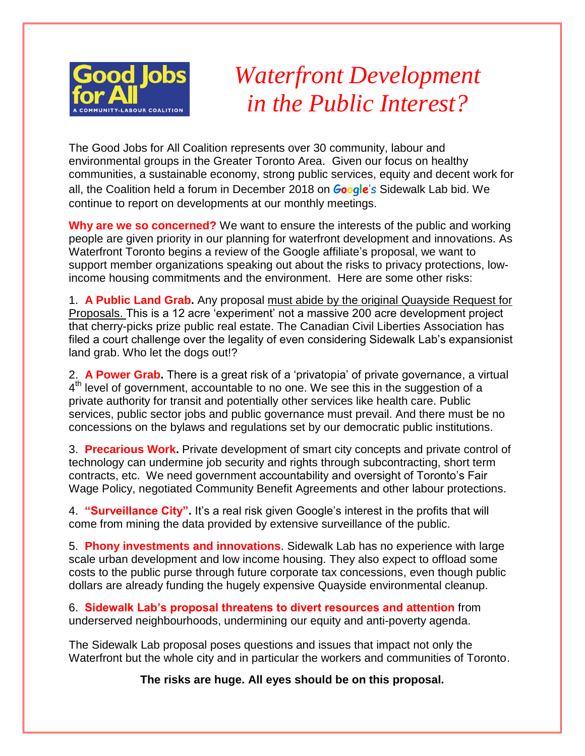Good Jobs for All
A COMMUNITY-LABOUR COALITION

# *Waterfront Development in the Public Interest?*

The Good Jobs for All Coalition represents over 30 community, labour and environmental groups in the Greater Toronto Area. Given our focus on healthy communities, a sustainable economy, strong public services, equity and decent work for all, the Coalition held a forum in December 2018 on Google's Sidewalk Lab bid. We continue to report on developments at our monthly meetings.

**Why are we so concerned?** We want to ensure the interests of the public and working people are given priority in our planning for waterfront development and innovations. As Waterfront Toronto begins a review of the Google affiliate's proposal, we want to support member organizations speaking out about the risks to privacy protections, low-income housing commitments and the environment. Here are some other risks:

1. **A Public Land Grab.** Any proposal must abide by the original Quayside Request for Proposals. This is a 12 acre 'experiment' not a massive 200 acre development project that cherry-picks prize public real estate. The Canadian Civil Liberties Association has filed a court challenge over the legality of even considering Sidewalk Lab's expansionist land grab. Who let the dogs out!?

2. **A Power Grab.** There is a great risk of a 'privatopia' of private governance, a virtual 4th level of government, accountable to no one. We see this in the suggestion of a private authority for transit and potentially other services like health care. Public services, public sector jobs and public governance must prevail. And there must be no concessions on the bylaws and regulations set by our democratic public institutions.

3. **Precarious Work.** Private development of smart city concepts and private control of technology can undermine job security and rights through subcontracting, short term contracts, etc. We need government accountability and oversight of Toronto's Fair Wage Policy, negotiated Community Benefit Agreements and other labour protections.

4. **"Surveillance City".** It's a real risk given Google's interest in the profits that will come from mining the data provided by extensive surveillance of the public.

5. **Phony investments and innovations**. Sidewalk Lab has no experience with large scale urban development and low income housing. They also expect to offload some costs to the public purse through future corporate tax concessions, even though public dollars are already funding the hugely expensive Quayside environmental cleanup.

6. **Sidewalk Lab's proposal threatens to divert resources and attention** from underserved neighbourhoods, undermining our equity and anti-poverty agenda.

The Sidewalk Lab proposal poses questions and issues that impact not only the Waterfront but the whole city and in particular the workers and communities of Toronto.

**The risks are huge. All eyes should be on this proposal.**